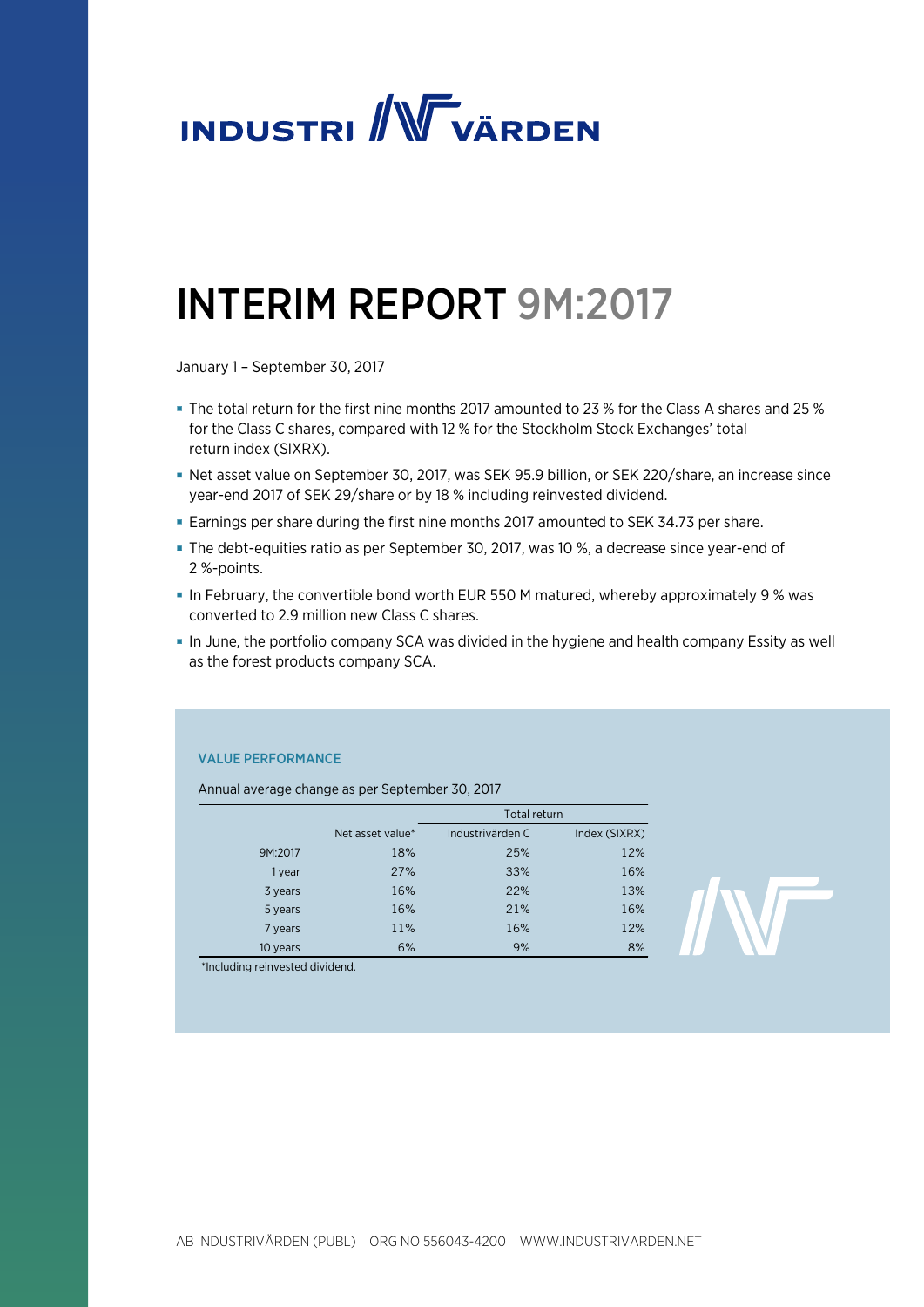INDUSTRIVÄRDEN

# INTERIM REPORT 9M:2017

January 1 – September 30, 2017

- The total return for the first nine months 2017 amounted to 23 % for the Class A shares and 25 % for the Class C shares, compared with 12 % for the Stockholm Stock Exchanges' total return index (SIXRX).
- Net asset value on September 30, 2017, was SEK 95.9 billion, or SEK 220/share, an increase since year-end 2017 of SEK 29/share or by 18 % including reinvested dividend.
- Earnings per share during the first nine months 2017 amounted to SEK 34.73 per share.
- The debt-equities ratio as per September 30, 2017, was 10 %, a decrease since year-end of 2 %-points.
- In February, the convertible bond worth EUR 550 M matured, whereby approximately 9 % was converted to 2.9 million new Class C shares.
- In June, the portfolio company SCA was divided in the hygiene and health company Essity as well as the forest products company SCA.

### VALUE PERFORMANCE

Annual average change as per September 30, 2017

| | | Total return | |
|---|---|---|---|
| | Net asset value* | Industrivärden C | Index (SIXRX) |
| 9M:2017 | 18% | 25% | 12% |
| 1 year | 27% | 33% | 16% |
| 3 years | 16% | 22% | 13% |
| 5 years | 16% | 21% | 16% |
| 7 years | 11% | 16% | 12% |
| 10 years | 6% | 9% | 8% |

*Including reinvested dividend.

AB INDUSTRIVÄRDEN (PUBL) ORG NO 556043-4200 WWW.INDUSTRIVARDEN.NET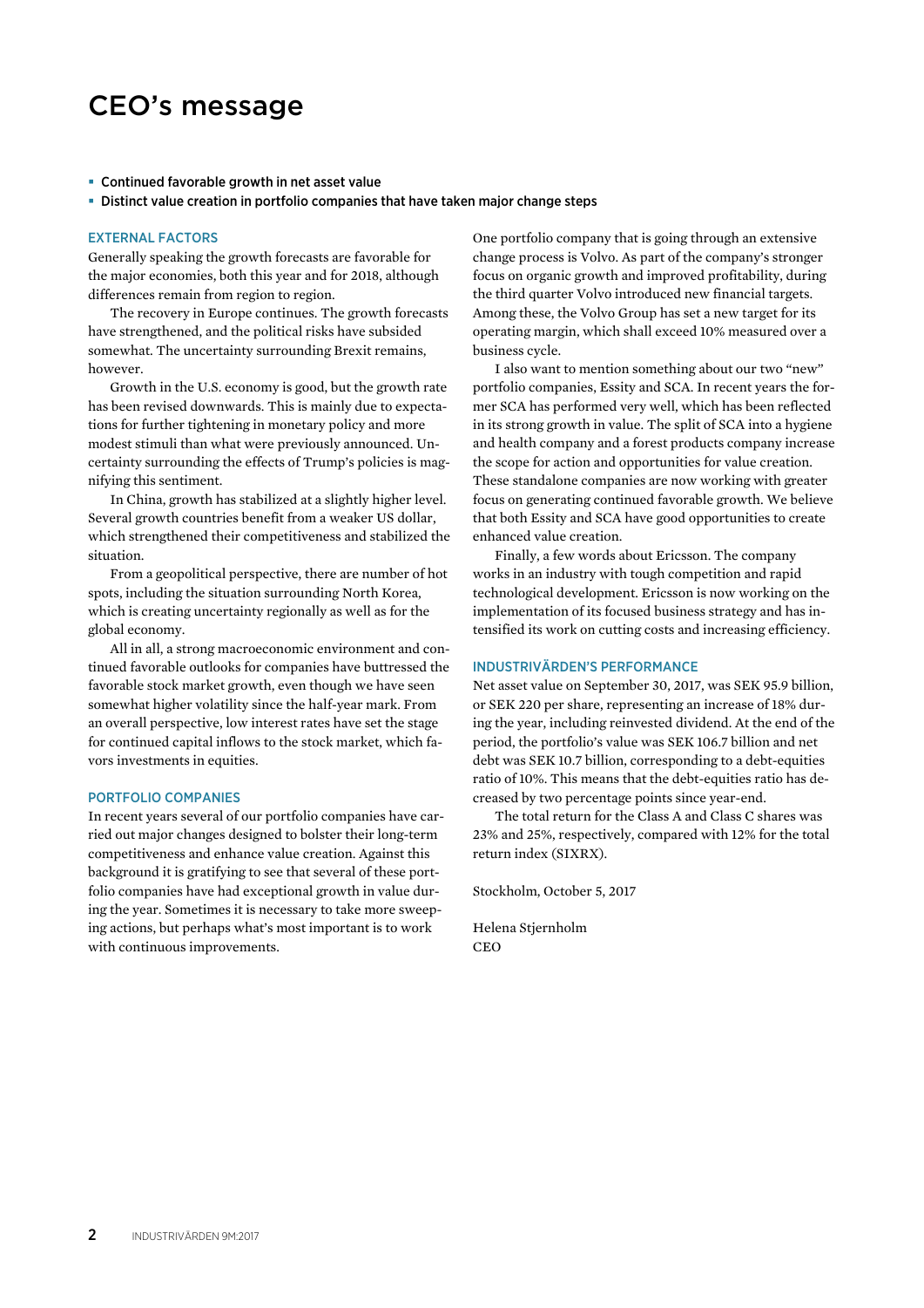# CEO's message

- Continued favorable growth in net asset value
- Distinct value creation in portfolio companies that have taken major change steps

## EXTERNAL FACTORS

Generally speaking the growth forecasts are favorable for the major economies, both this year and for 2018, although differences remain from region to region.

The recovery in Europe continues. The growth forecasts have strengthened, and the political risks have subsided somewhat. The uncertainty surrounding Brexit remains, however.

Growth in the U.S. economy is good, but the growth rate has been revised downwards. This is mainly due to expectations for further tightening in monetary policy and more modest stimuli than what were previously announced. Uncertainty surrounding the effects of Trump's policies is magnifying this sentiment.

In China, growth has stabilized at a slightly higher level. Several growth countries benefit from a weaker US dollar, which strengthened their competitiveness and stabilized the situation.

From a geopolitical perspective, there are number of hot spots, including the situation surrounding North Korea, which is creating uncertainty regionally as well as for the global economy.

All in all, a strong macroeconomic environment and continued favorable outlooks for companies have buttressed the favorable stock market growth, even though we have seen somewhat higher volatility since the half-year mark. From an overall perspective, low interest rates have set the stage for continued capital inflows to the stock market, which favors investments in equities.

## PORTFOLIO COMPANIES

In recent years several of our portfolio companies have carried out major changes designed to bolster their long-term competitiveness and enhance value creation. Against this background it is gratifying to see that several of these portfolio companies have had exceptional growth in value during the year. Sometimes it is necessary to take more sweeping actions, but perhaps what's most important is to work with continuous improvements.

One portfolio company that is going through an extensive change process is Volvo. As part of the company's stronger focus on organic growth and improved profitability, during the third quarter Volvo introduced new financial targets. Among these, the Volvo Group has set a new target for its operating margin, which shall exceed 10% measured over a business cycle.

I also want to mention something about our two "new" portfolio companies, Essity and SCA. In recent years the former SCA has performed very well, which has been reflected in its strong growth in value. The split of SCA into a hygiene and health company and a forest products company increase the scope for action and opportunities for value creation. These standalone companies are now working with greater focus on generating continued favorable growth. We believe that both Essity and SCA have good opportunities to create enhanced value creation.

Finally, a few words about Ericsson. The company works in an industry with tough competition and rapid technological development. Ericsson is now working on the implementation of its focused business strategy and has intensified its work on cutting costs and increasing efficiency.

## INDUSTRIVÄRDEN'S PERFORMANCE

Net asset value on September 30, 2017, was SEK 95.9 billion, or SEK 220 per share, representing an increase of 18% during the year, including reinvested dividend. At the end of the period, the portfolio's value was SEK 106.7 billion and net debt was SEK 10.7 billion, corresponding to a debt-equities ratio of 10%. This means that the debt-equities ratio has decreased by two percentage points since year-end.

The total return for the Class A and Class C shares was 23% and 25%, respectively, compared with 12% for the total return index (SIXRX).

Stockholm, October 5, 2017

Helena Stjernholm
CEO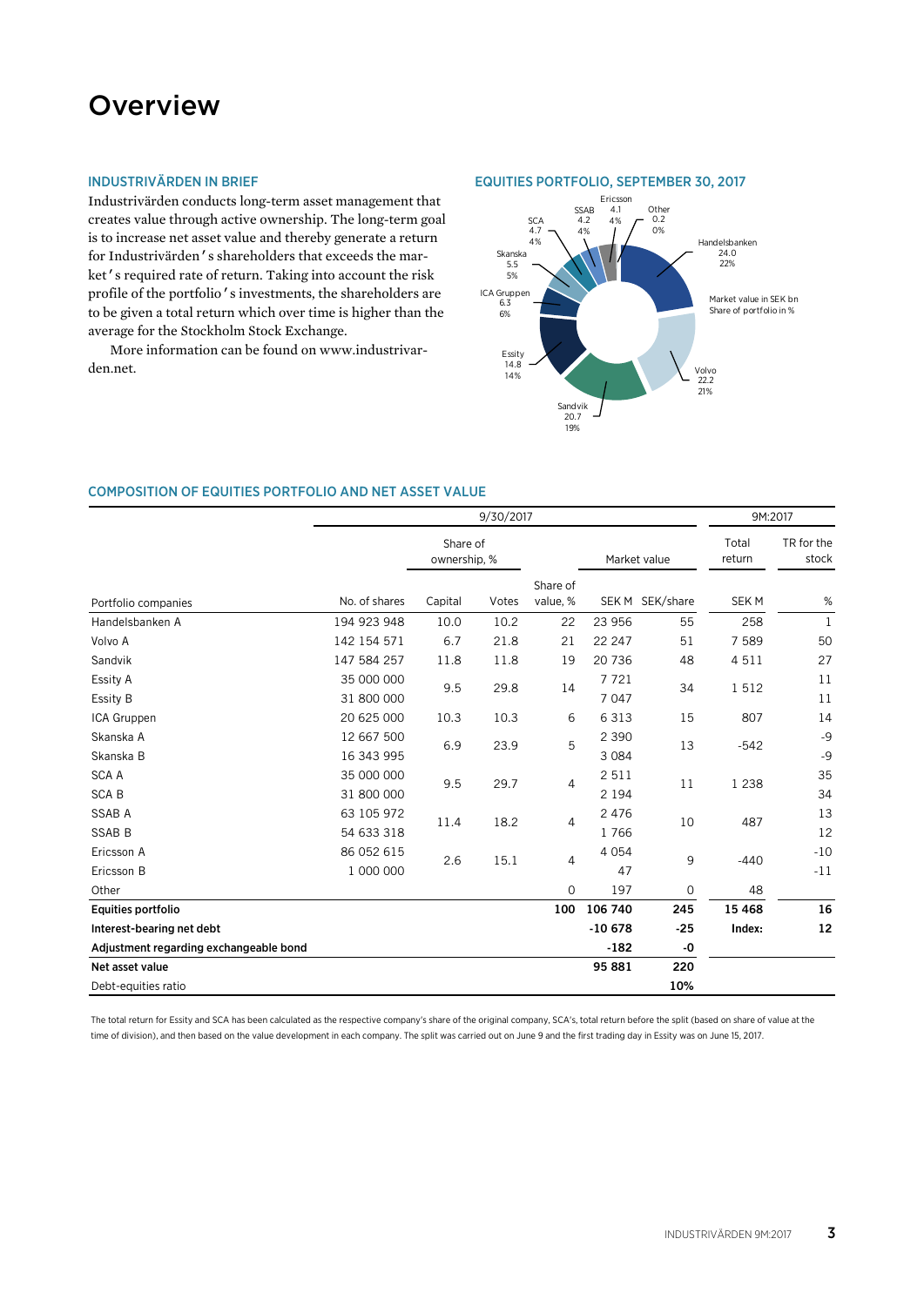# Overview

## INDUSTRIVÄRDEN IN BRIEF

Industrivärden conducts long-term asset management that creates value through active ownership. The long-term goal is to increase net asset value and thereby generate a return for Industrivärden's shareholders that exceeds the market's required rate of return. Taking into account the risk profile of the portfolio's investments, the shareholders are to be given a total return which over time is higher than the average for the Stockholm Stock Exchange.

More information can be found on www.industrivarden.net.

## EQUITIES PORTFOLIO, SEPTEMBER 30, 2017

Market value in SEK bn
Share of portfolio in %

| Company | Market value, SEK bn | Share of portfolio, % |
|---|---|---|
| Handelsbanken | 24.0 | 22% |
| Volvo | 22.2 | 21% |
| Sandvik | 20.7 | 19% |
| Essity | 14.8 | 14% |
| ICA Gruppen | 6.3 | 6% |
| Skanska | 5.5 | 5% |
| SCA | 4.7 | 4% |
| SSAB | 4.2 | 4% |
| Ericsson | 4.1 | 4% |
| Other | 0.2 | 0% |

## COMPOSITION OF EQUITIES PORTFOLIO AND NET ASSET VALUE

| | 9/30/2017 | | | | | | 9M:2017 | |
|---|---|---|---|---|---|---|---|---|
| | | Share of ownership, % | | | Market value | | Total return | TR for the stock |
| Portfolio companies | No. of shares | Capital | Votes | Share of value, % | SEK M | SEK/share | SEK M | % |
| Handelsbanken A | 194 923 948 | 10.0 | 10.2 | 22 | 23 956 | 55 | 258 | 1 |
| Volvo A | 142 154 571 | 6.7 | 21.8 | 21 | 22 247 | 51 | 7 589 | 50 |
| Sandvik | 147 584 257 | 11.8 | 11.8 | 19 | 20 736 | 48 | 4 511 | 27 |
| Essity A | 35 000 000 | 9.5 | 29.8 | 14 | 7 721 | 34 | 1 512 | 11 |
| Essity B | 31 800 000 | | | | 7 047 | | | 11 |
| ICA Gruppen | 20 625 000 | 10.3 | 10.3 | 6 | 6 313 | 15 | 807 | 14 |
| Skanska A | 12 667 500 | 6.9 | 23.9 | 5 | 2 390 | 13 | -542 | -9 |
| Skanska B | 16 343 995 | | | | 3 084 | | | -9 |
| SCA A | 35 000 000 | 9.5 | 29.7 | 4 | 2 511 | 11 | 1 238 | 35 |
| SCA B | 31 800 000 | | | | 2 194 | | | 34 |
| SSAB A | 63 105 972 | 11.4 | 18.2 | 4 | 2 476 | 10 | 487 | 13 |
| SSAB B | 54 633 318 | | | | 1 766 | | | 12 |
| Ericsson A | 86 052 615 | 2.6 | 15.1 | 4 | 4 054 | 9 | -440 | -10 |
| Ericsson B | 1 000 000 | | | | 47 | | | -11 |
| Other | | | | 0 | 197 | 0 | 48 | |
| **Equities portfolio** | | | | **100** | **106 740** | **245** | **15 468** | **16** |
| **Interest-bearing net debt** | | | | | **-10 678** | **-25** | **Index:** | **12** |
| **Adjustment regarding exchangeable bond** | | | | | **-182** | **-0** | | |
| **Net asset value** | | | | | **95 881** | **220** | | |
| Debt-equities ratio | | | | | | **10%** | | |

The total return for Essity and SCA has been calculated as the respective company's share of the original company, SCA's, total return before the split (based on share of value at the time of division), and then based on the value development in each company. The split was carried out on June 9 and the first trading day in Essity was on June 15, 2017.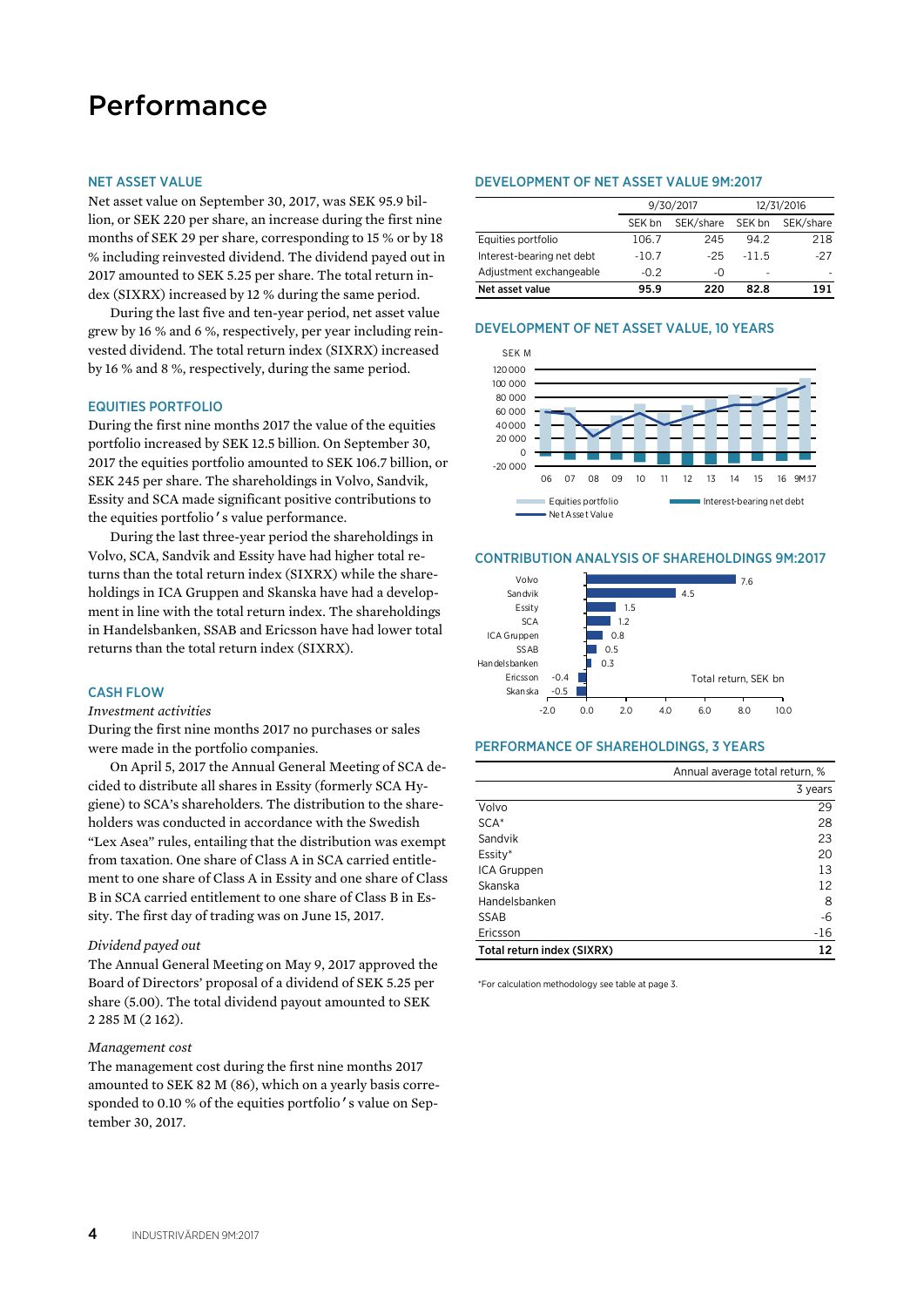# Performance

## NET ASSET VALUE

Net asset value on September 30, 2017, was SEK 95.9 billion, or SEK 220 per share, an increase during the first nine months of SEK 29 per share, corresponding to 15 % or by 18 % including reinvested dividend. The dividend payed out in 2017 amounted to SEK 5.25 per share. The total return index (SIXRX) increased by 12 % during the same period.

During the last five and ten-year period, net asset value grew by 16 % and 6 %, respectively, per year including reinvested dividend. The total return index (SIXRX) increased by 16 % and 8 %, respectively, during the same period.

## EQUITIES PORTFOLIO

During the first nine months 2017 the value of the equities portfolio increased by SEK 12.5 billion. On September 30, 2017 the equities portfolio amounted to SEK 106.7 billion, or SEK 245 per share. The shareholdings in Volvo, Sandvik, Essity and SCA made significant positive contributions to the equities portfolio's value performance.

During the last three-year period the shareholdings in Volvo, SCA, Sandvik and Essity have had higher total returns than the total return index (SIXRX) while the shareholdings in ICA Gruppen and Skanska have had a development in line with the total return index. The shareholdings in Handelsbanken, SSAB and Ericsson have had lower total returns than the total return index (SIXRX).

## CASH FLOW

*Investment activities*

During the first nine months 2017 no purchases or sales were made in the portfolio companies.

On April 5, 2017 the Annual General Meeting of SCA decided to distribute all shares in Essity (formerly SCA Hygiene) to SCA's shareholders. The distribution to the shareholders was conducted in accordance with the Swedish "Lex Asea" rules, entailing that the distribution was exempt from taxation. One share of Class A in SCA carried entitlement to one share of Class A in Essity and one share of Class B in SCA carried entitlement to one share of Class B in Essity. The first day of trading was on June 15, 2017.

*Dividend payed out*

The Annual General Meeting on May 9, 2017 approved the Board of Directors' proposal of a dividend of SEK 5.25 per share (5.00). The total dividend payout amounted to SEK 2 285 M (2 162).

*Management cost*

The management cost during the first nine months 2017 amounted to SEK 82 M (86), which on a yearly basis corresponded to 0.10 % of the equities portfolio's value on September 30, 2017.

## DEVELOPMENT OF NET ASSET VALUE 9M:2017

| | 9/30/2017 | | 12/31/2016 | |
|---|---|---|---|---|
| | SEK bn | SEK/share | SEK bn | SEK/share |
| Equities portfolio | 106.7 | 245 | 94.2 | 218 |
| Interest-bearing net debt | -10.7 | -25 | -11.5 | -27 |
| Adjustment exchangeable | -0.2 | -0 | - | - |
| **Net asset value** | **95.9** | **220** | **82.8** | **191** |

## DEVELOPMENT OF NET ASSET VALUE, 10 YEARS

## CONTRIBUTION ANALYSIS OF SHAREHOLDINGS 9M:2017

| | Total return, SEK bn |
|---|---|
| Volvo | 7.6 |
| Sandvik | 4.5 |
| Essity | 1.5 |
| SCA | 1.2 |
| ICA Gruppen | 0.8 |
| SSAB | 0.5 |
| Handelsbanken | 0.3 |
| Ericsson | -0.4 |
| Skanska | -0.5 |

## PERFORMANCE OF SHAREHOLDINGS, 3 YEARS

| | Annual average total return, % |
|---|---|
| | 3 years |
| Volvo | 29 |
| SCA* | 28 |
| Sandvik | 23 |
| Essity* | 20 |
| ICA Gruppen | 13 |
| Skanska | 12 |
| Handelsbanken | 8 |
| SSAB | -6 |
| Ericsson | -16 |
| **Total return index (SIXRX)** | **12** |

*For calculation methodology see table at page 3.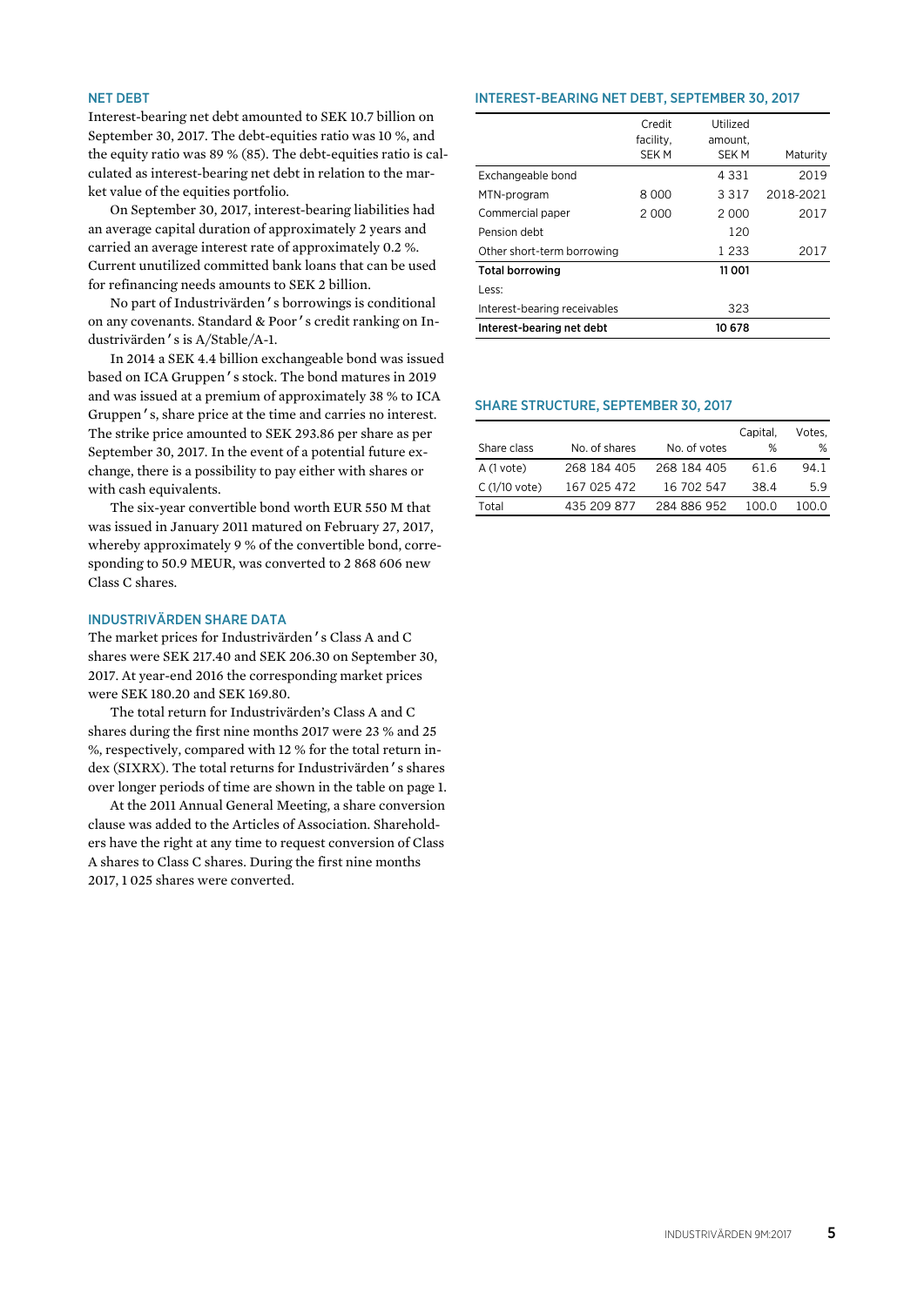## NET DEBT

Interest-bearing net debt amounted to SEK 10.7 billion on September 30, 2017. The debt-equities ratio was 10 %, and the equity ratio was 89 % (85). The debt-equities ratio is calculated as interest-bearing net debt in relation to the market value of the equities portfolio.

On September 30, 2017, interest-bearing liabilities had an average capital duration of approximately 2 years and carried an average interest rate of approximately 0.2 %. Current unutilized committed bank loans that can be used for refinancing needs amounts to SEK 2 billion.

No part of Industrivärden's borrowings is conditional on any covenants. Standard & Poor's credit ranking on Industrivärden's is A/Stable/A-1.

In 2014 a SEK 4.4 billion exchangeable bond was issued based on ICA Gruppen's stock. The bond matures in 2019 and was issued at a premium of approximately 38 % to ICA Gruppen's, share price at the time and carries no interest. The strike price amounted to SEK 293.86 per share as per September 30, 2017. In the event of a potential future exchange, there is a possibility to pay either with shares or with cash equivalents.

The six-year convertible bond worth EUR 550 M that was issued in January 2011 matured on February 27, 2017, whereby approximately 9 % of the convertible bond, corresponding to 50.9 MEUR, was converted to 2 868 606 new Class C shares.

## INDUSTRIVÄRDEN SHARE DATA

The market prices for Industrivärden's Class A and C shares were SEK 217.40 and SEK 206.30 on September 30, 2017. At year-end 2016 the corresponding market prices were SEK 180.20 and SEK 169.80.

The total return for Industrivärden's Class A and C shares during the first nine months 2017 were 23 % and 25 %, respectively, compared with 12 % for the total return index (SIXRX). The total returns for Industrivärden's shares over longer periods of time are shown in the table on page 1.

At the 2011 Annual General Meeting, a share conversion clause was added to the Articles of Association. Shareholders have the right at any time to request conversion of Class A shares to Class C shares. During the first nine months 2017, 1 025 shares were converted.

## INTEREST-BEARING NET DEBT, SEPTEMBER 30, 2017

| | Credit facility, SEK M | Utilized amount, SEK M | Maturity |
|---|---|---|---|
| Exchangeable bond | | 4 331 | 2019 |
| MTN-program | 8 000 | 3 317 | 2018-2021 |
| Commercial paper | 2 000 | 2 000 | 2017 |
| Pension debt | | 120 | |
| Other short-term borrowing | | 1 233 | 2017 |
| **Total borrowing** | | **11 001** | |
| Less: | | | |
| Interest-bearing receivables | | 323 | |
| **Interest-bearing net debt** | | **10 678** | |

## SHARE STRUCTURE, SEPTEMBER 30, 2017

| Share class | No. of shares | No. of votes | Capital, % | Votes, % |
|---|---|---|---|---|
| A (1 vote) | 268 184 405 | 268 184 405 | 61.6 | 94.1 |
| C (1/10 vote) | 167 025 472 | 16 702 547 | 38.4 | 5.9 |
| Total | 435 209 877 | 284 886 952 | 100.0 | 100.0 |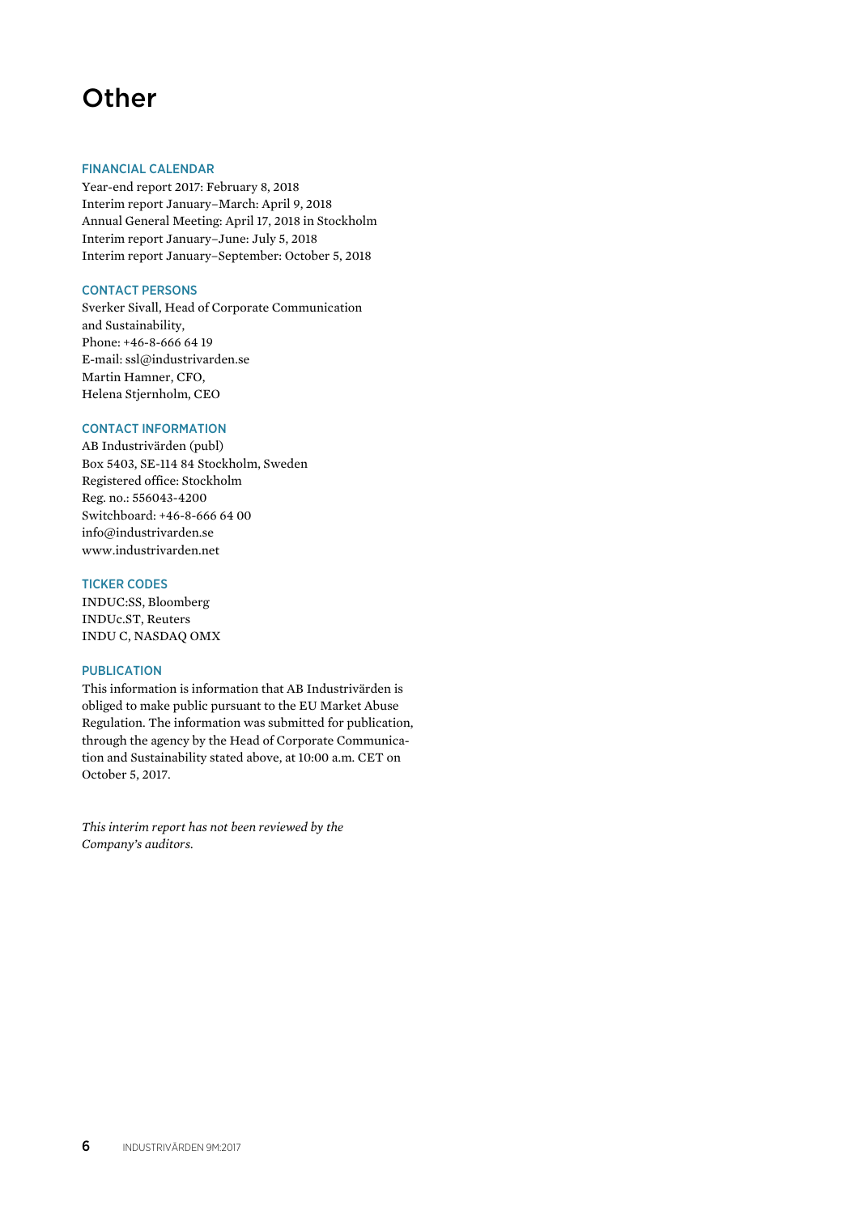# Other

### FINANCIAL CALENDAR

Year-end report 2017: February 8, 2018
Interim report January–March: April 9, 2018
Annual General Meeting: April 17, 2018 in Stockholm
Interim report January–June: July 5, 2018
Interim report January–September: October 5, 2018

### CONTACT PERSONS

Sverker Sivall, Head of Corporate Communication and Sustainability,
Phone: +46-8-666 64 19
E-mail: ssl@industrivarden.se
Martin Hamner, CFO,
Helena Stjernholm, CEO

### CONTACT INFORMATION

AB Industrivärden (publ)
Box 5403, SE-114 84 Stockholm, Sweden
Registered office: Stockholm
Reg. no.: 556043-4200
Switchboard: +46-8-666 64 00
info@industrivarden.se
www.industrivarden.net

### TICKER CODES

INDUC:SS, Bloomberg
INDUc.ST, Reuters
INDU C, NASDAQ OMX

### PUBLICATION

This information is information that AB Industrivärden is obliged to make public pursuant to the EU Market Abuse Regulation. The information was submitted for publication, through the agency by the Head of Corporate Communication and Sustainability stated above, at 10:00 a.m. CET on October 5, 2017.

*This interim report has not been reviewed by the Company's auditors.*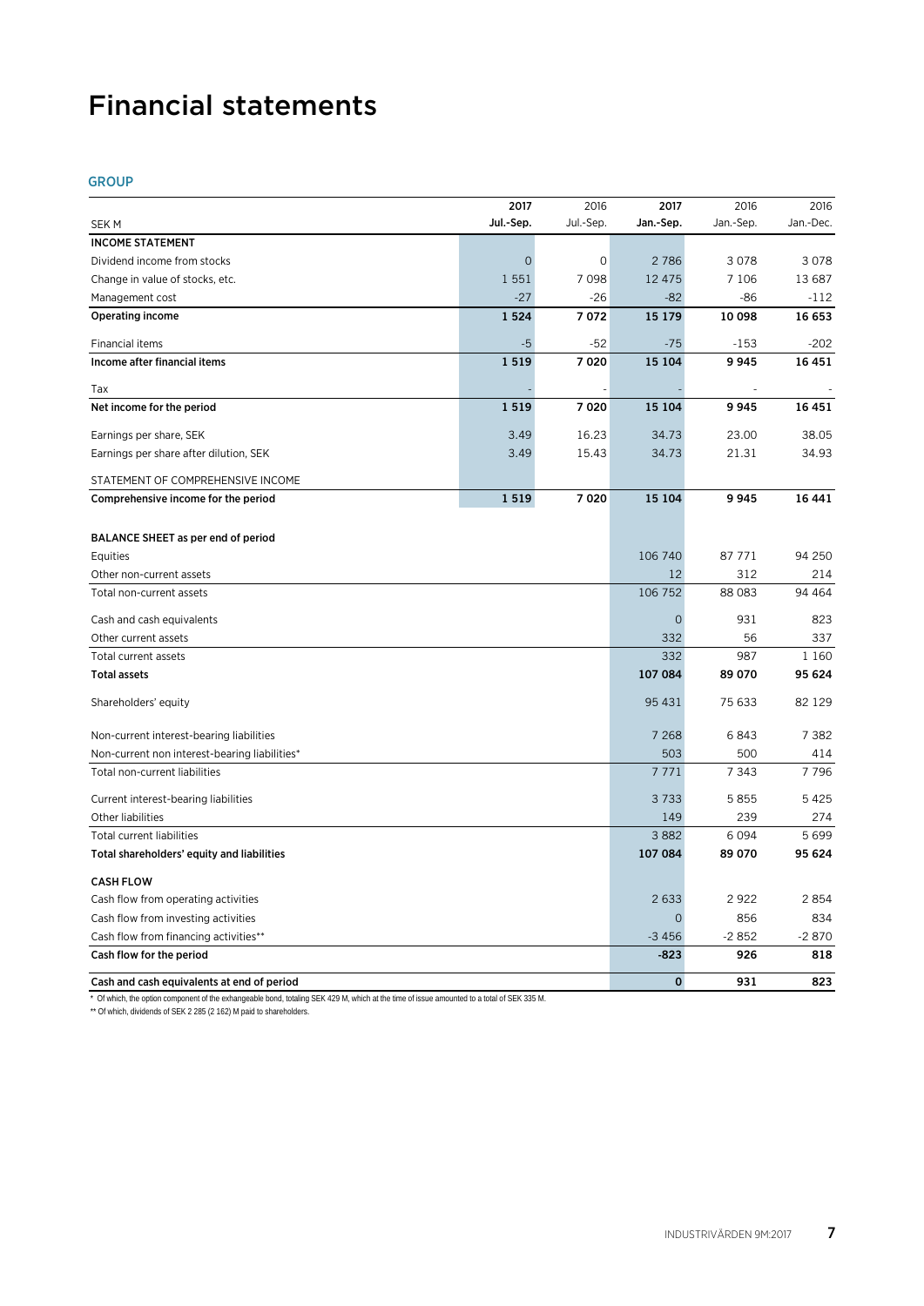# Financial statements

## GROUP

| SEK M | 2017 Jul.-Sep. | 2016 Jul.-Sep. | 2017 Jan.-Sep. | 2016 Jan.-Sep. | 2016 Jan.-Dec. |
|---|---|---|---|---|---|
| **INCOME STATEMENT** | | | | | |
| Dividend income from stocks | 0 | 0 | 2 786 | 3 078 | 3 078 |
| Change in value of stocks, etc. | 1 551 | 7 098 | 12 475 | 7 106 | 13 687 |
| Management cost | -27 | -26 | -82 | -86 | -112 |
| **Operating income** | **1 524** | **7 072** | **15 179** | **10 098** | **16 653** |
| Financial items | -5 | -52 | -75 | -153 | -202 |
| **Income after financial items** | **1 519** | **7 020** | **15 104** | **9 945** | **16 451** |
| Tax | - | - | - | - | - |
| **Net income for the period** | **1 519** | **7 020** | **15 104** | **9 945** | **16 451** |
| Earnings per share, SEK | 3.49 | 16.23 | 34.73 | 23.00 | 38.05 |
| Earnings per share after dilution, SEK | 3.49 | 15.43 | 34.73 | 21.31 | 34.93 |
| STATEMENT OF COMPREHENSIVE INCOME | | | | | |
| **Comprehensive income for the period** | **1 519** | **7 020** | **15 104** | **9 945** | **16 441** |
| **BALANCE SHEET as per end of period** | | | | | |
| Equities | | | 106 740 | 87 771 | 94 250 |
| Other non-current assets | | | 12 | 312 | 214 |
| Total non-current assets | | | 106 752 | 88 083 | 94 464 |
| Cash and cash equivalents | | | 0 | 931 | 823 |
| Other current assets | | | 332 | 56 | 337 |
| Total current assets | | | 332 | 987 | 1 160 |
| **Total assets** | | | **107 084** | **89 070** | **95 624** |
| Shareholders' equity | | | 95 431 | 75 633 | 82 129 |
| Non-current interest-bearing liabilities | | | 7 268 | 6 843 | 7 382 |
| Non-current non interest-bearing liabilities* | | | 503 | 500 | 414 |
| Total non-current liabilities | | | 7 771 | 7 343 | 7 796 |
| Current interest-bearing liabilities | | | 3 733 | 5 855 | 5 425 |
| Other liabilities | | | 149 | 239 | 274 |
| Total current liabilities | | | 3 882 | 6 094 | 5 699 |
| **Total shareholders' equity and liabilities** | | | **107 084** | **89 070** | **95 624** |
| **CASH FLOW** | | | | | |
| Cash flow from operating activities | | | 2 633 | 2 922 | 2 854 |
| Cash flow from investing activities | | | 0 | 856 | 834 |
| Cash flow from financing activities** | | | -3 456 | -2 852 | -2 870 |
| **Cash flow for the period** | | | **-823** | **926** | **818** |
| **Cash and cash equivalents at end of period** | | | **0** | **931** | **823** |

* Of which, the option component of the exhangeable bond, totaling SEK 429 M, which at the time of issue amounted to a total of SEK 335 M.

** Of which, dividends of SEK 2 285 (2 162) M paid to shareholders.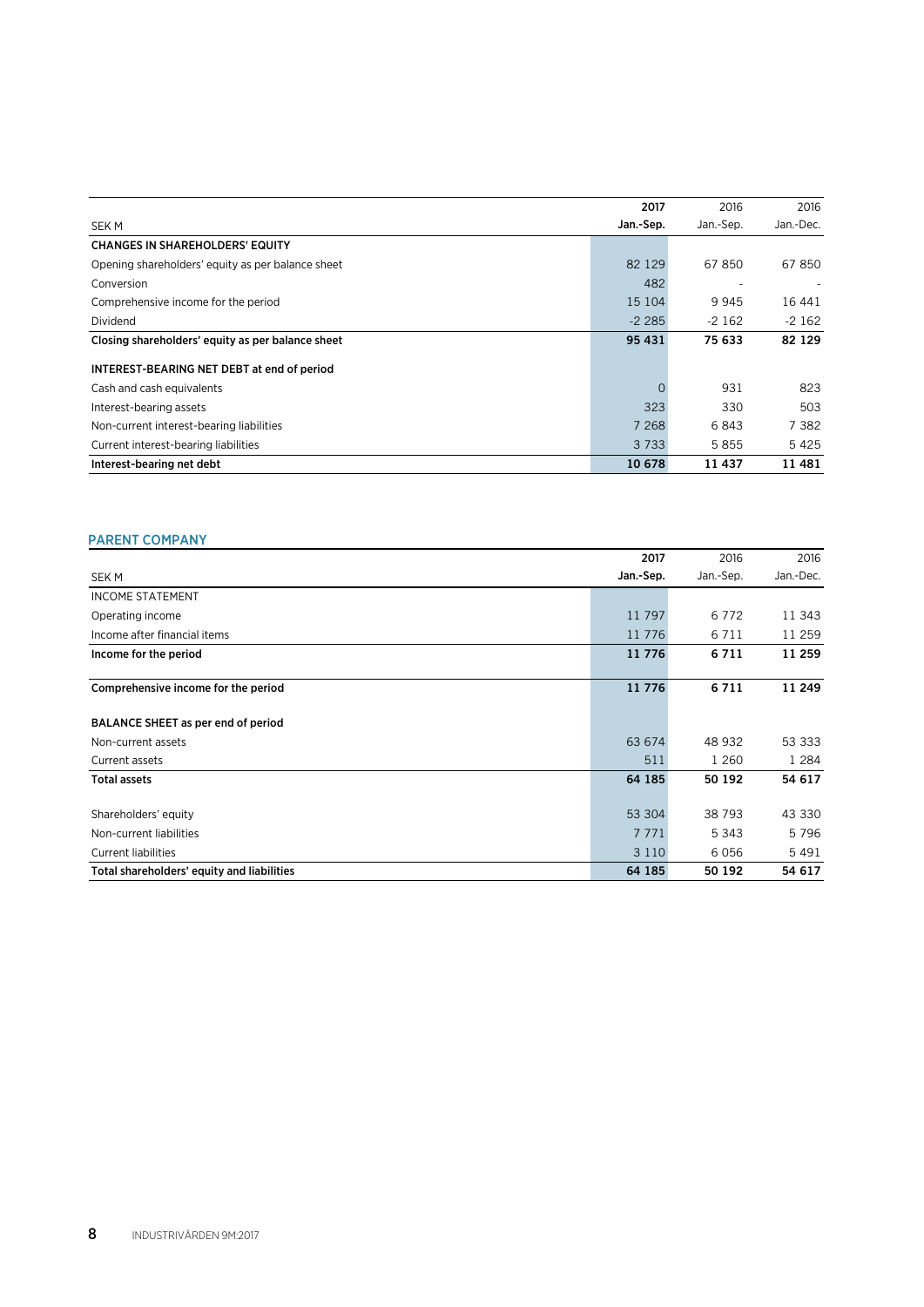| SEK M | 2017 Jan.-Sep. | 2016 Jan.-Sep. | 2016 Jan.-Dec. |
|---|---|---|---|
| **CHANGES IN SHAREHOLDERS' EQUITY** | | | |
| Opening shareholders' equity as per balance sheet | 82 129 | 67 850 | 67 850 |
| Conversion | 482 | - | - |
| Comprehensive income for the period | 15 104 | 9 945 | 16 441 |
| Dividend | -2 285 | -2 162 | -2 162 |
| **Closing shareholders' equity as per balance sheet** | **95 431** | **75 633** | **82 129** |
| | | | |
| **INTEREST-BEARING NET DEBT at end of period** | | | |
| Cash and cash equivalents | 0 | 931 | 823 |
| Interest-bearing assets | 323 | 330 | 503 |
| Non-current interest-bearing liabilities | 7 268 | 6 843 | 7 382 |
| Current interest-bearing liabilities | 3 733 | 5 855 | 5 425 |
| **Interest-bearing net debt** | **10 678** | **11 437** | **11 481** |

## PARENT COMPANY

| SEK M | 2017 Jan.-Sep. | 2016 Jan.-Sep. | 2016 Jan.-Dec. |
|---|---|---|---|
| INCOME STATEMENT | | | |
| Operating income | 11 797 | 6 772 | 11 343 |
| Income after financial items | 11 776 | 6 711 | 11 259 |
| **Income for the period** | **11 776** | **6 711** | **11 259** |
| | | | |
| **Comprehensive income for the period** | **11 776** | **6 711** | **11 249** |
| | | | |
| **BALANCE SHEET as per end of period** | | | |
| Non-current assets | 63 674 | 48 932 | 53 333 |
| Current assets | 511 | 1 260 | 1 284 |
| **Total assets** | **64 185** | **50 192** | **54 617** |
| | | | |
| Shareholders' equity | 53 304 | 38 793 | 43 330 |
| Non-current liabilities | 7 771 | 5 343 | 5 796 |
| Current liabilities | 3 110 | 6 056 | 5 491 |
| **Total shareholders' equity and liabilities** | **64 185** | **50 192** | **54 617** |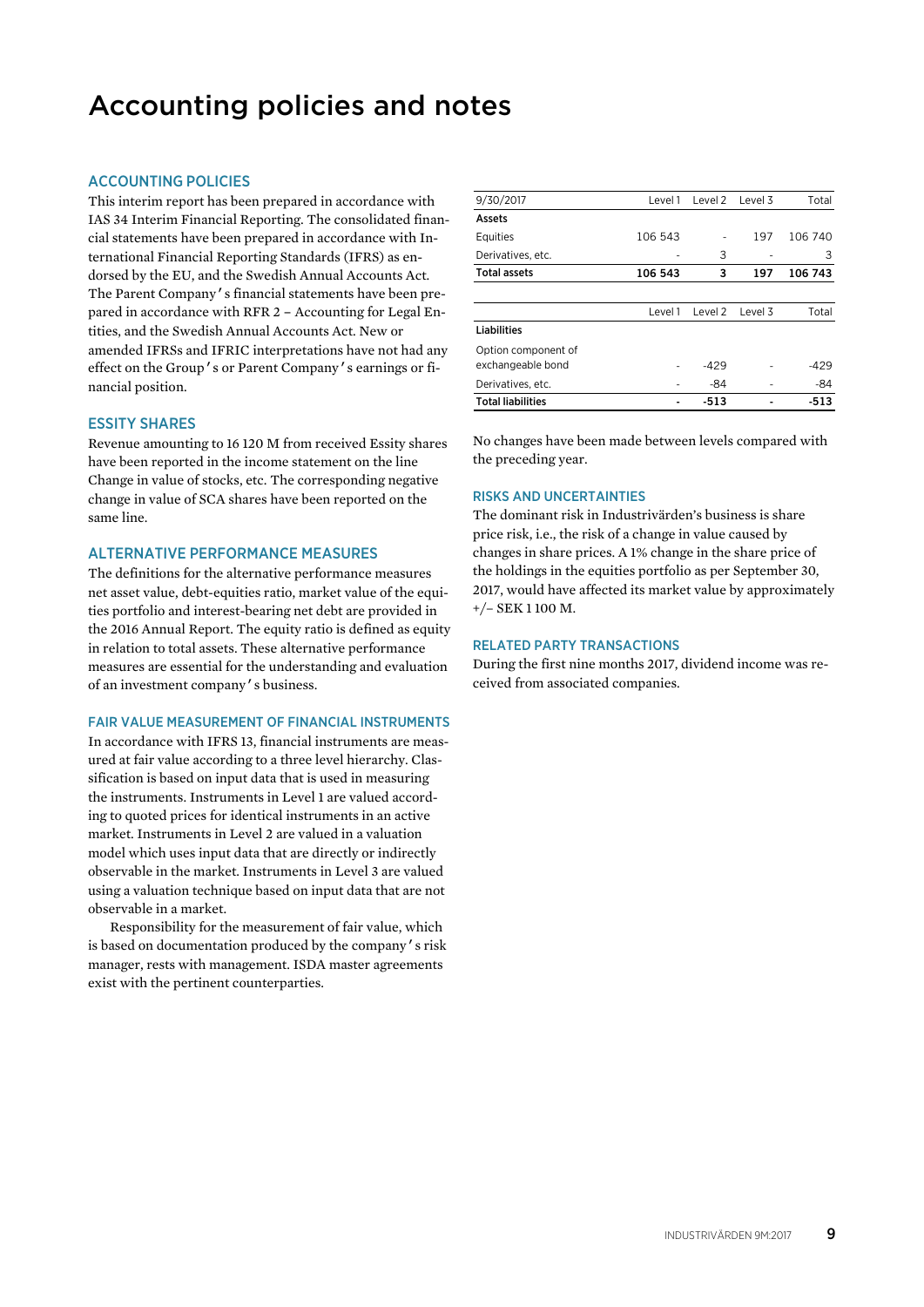# Accounting policies and notes

## ACCOUNTING POLICIES

This interim report has been prepared in accordance with IAS 34 Interim Financial Reporting. The consolidated financial statements have been prepared in accordance with International Financial Reporting Standards (IFRS) as endorsed by the EU, and the Swedish Annual Accounts Act. The Parent Company's financial statements have been prepared in accordance with RFR 2 – Accounting for Legal Entities, and the Swedish Annual Accounts Act. New or amended IFRSs and IFRIC interpretations have not had any effect on the Group's or Parent Company's earnings or financial position.

## ESSITY SHARES

Revenue amounting to 16 120 M from received Essity shares have been reported in the income statement on the line Change in value of stocks, etc. The corresponding negative change in value of SCA shares have been reported on the same line.

## ALTERNATIVE PERFORMANCE MEASURES

The definitions for the alternative performance measures net asset value, debt-equities ratio, market value of the equities portfolio and interest-bearing net debt are provided in the 2016 Annual Report. The equity ratio is defined as equity in relation to total assets. These alternative performance measures are essential for the understanding and evaluation of an investment company's business.

## FAIR VALUE MEASUREMENT OF FINANCIAL INSTRUMENTS

In accordance with IFRS 13, financial instruments are measured at fair value according to a three level hierarchy. Classification is based on input data that is used in measuring the instruments. Instruments in Level 1 are valued according to quoted prices for identical instruments in an active market. Instruments in Level 2 are valued in a valuation model which uses input data that are directly or indirectly observable in the market. Instruments in Level 3 are valued using a valuation technique based on input data that are not observable in a market.

Responsibility for the measurement of fair value, which is based on documentation produced by the company's risk manager, rests with management. ISDA master agreements exist with the pertinent counterparties.

| 9/30/2017 | Level 1 | Level 2 | Level 3 | Total |
|---|---|---|---|---|
| **Assets** | | | | |
| Equities | 106 543 | - | 197 | 106 740 |
| Derivatives, etc. | - | 3 | - | 3 |
| **Total assets** | **106 543** | **3** | **197** | **106 743** |

| | Level 1 | Level 2 | Level 3 | Total |
|---|---|---|---|---|
| **Liabilities** | | | | |
| Option component of exchangeable bond | - | -429 | - | -429 |
| Derivatives, etc. | - | -84 | - | -84 |
| **Total liabilities** | **-** | **-513** | **-** | **-513** |

No changes have been made between levels compared with the preceding year.

## RISKS AND UNCERTAINTIES

The dominant risk in Industrivärden's business is share price risk, i.e., the risk of a change in value caused by changes in share prices. A 1% change in the share price of the holdings in the equities portfolio as per September 30, 2017, would have affected its market value by approximately +/– SEK 1 100 M.

## RELATED PARTY TRANSACTIONS

During the first nine months 2017, dividend income was received from associated companies.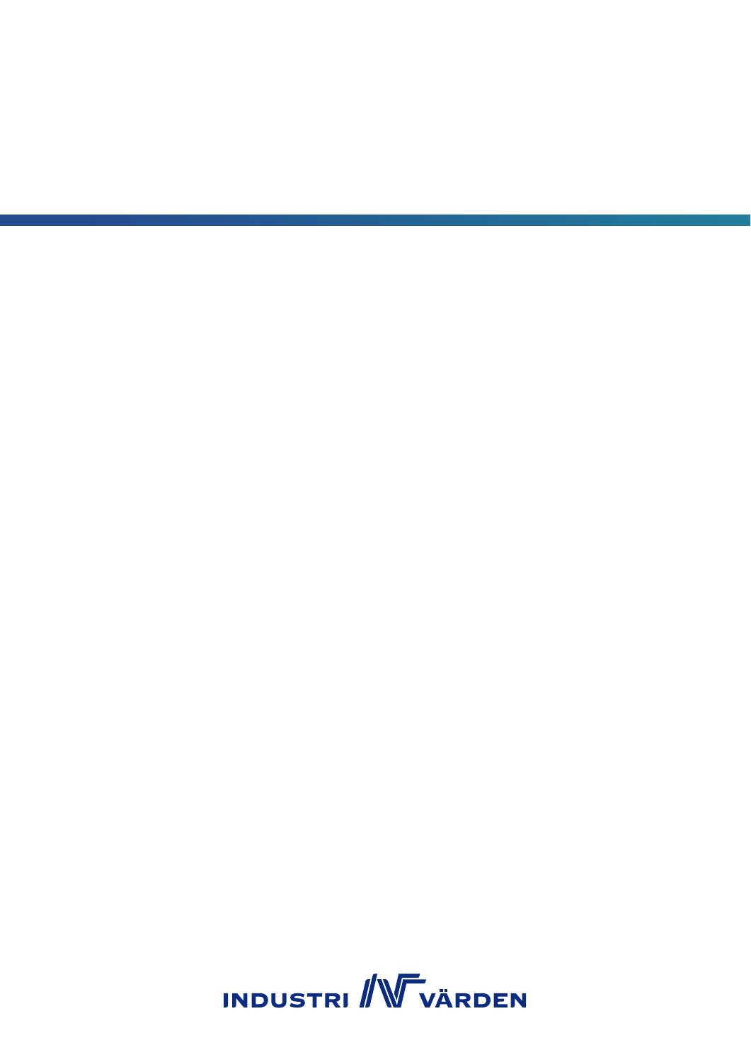INDUSTRI VÄRDEN